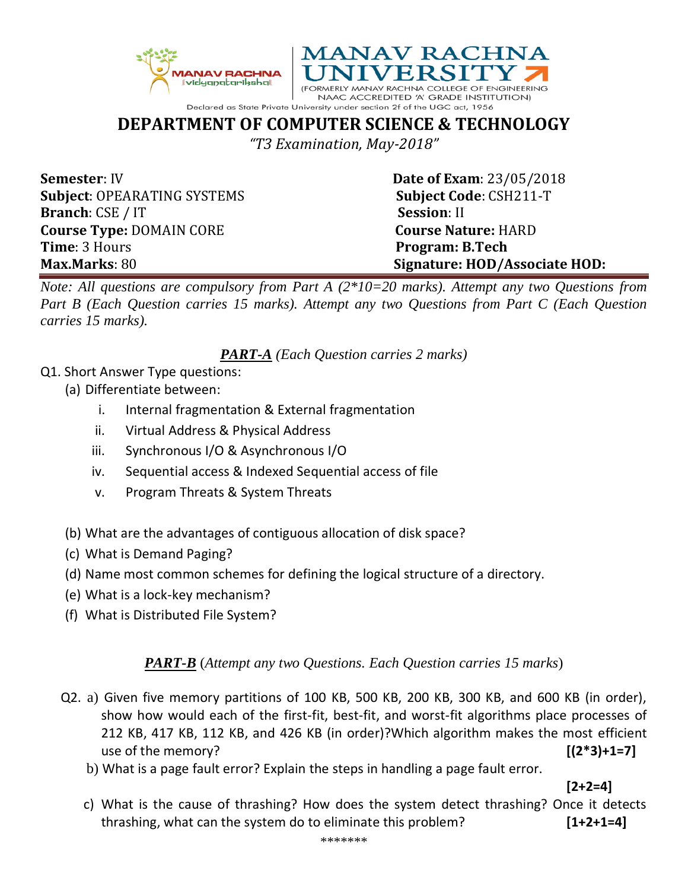MANAV RACHNA vidyanatariksha

# MANAV RACHNA UNIVERSITY

(FORMERLY MANAV RACHNA COLLEGE OF ENGINEERING NAAC ACCREDITED 'A' GRADE INSTITUTION)

Declared as State Private University under section 2f of the UGC act, 1956

## DEPARTMENT OF COMPUTER SCIENCE & TECHNOLOGY

*"T3 Examination, May-2018"*

| | |
|---|---|
| **Semester**: IV | **Date of Exam**: 23/05/2018 |
| **Subject**: OPEARATING SYSTEMS | **Subject Code**: CSH211-T |
| **Branch**: CSE / IT | **Session**: II |
| **Course Type:** DOMAIN CORE | **Course Nature:** HARD |
| **Time**: 3 Hours | **Program: B.Tech** |
| **Max.Marks**: 80 | **Signature: HOD/Associate HOD:** |

*Note: All questions are compulsory from Part A (2*10=20 marks). Attempt any two Questions from Part B (Each Question carries 15 marks). Attempt any two Questions from Part C (Each Question carries 15 marks).*

### ***PART-A*** *(Each Question carries 2 marks)*

Q1. Short Answer Type questions:

(a) Differentiate between:

   i. Internal fragmentation & External fragmentation
   ii. Virtual Address & Physical Address
   iii. Synchronous I/O & Asynchronous I/O
   iv. Sequential access & Indexed Sequential access of file
   v. Program Threats & System Threats

(b) What are the advantages of contiguous allocation of disk space?

(c) What is Demand Paging?

(d) Name most common schemes for defining the logical structure of a directory.

(e) What is a lock-key mechanism?

(f) What is Distributed File System?

### ***PART-B*** *(Attempt any two Questions. Each Question carries 15 marks)*

Q2. a) Given five memory partitions of 100 KB, 500 KB, 200 KB, 300 KB, and 600 KB (in order), show how would each of the first-fit, best-fit, and worst-fit algorithms place processes of 212 KB, 417 KB, 112 KB, and 426 KB (in order)?Which algorithm makes the most efficient use of the memory? **[(2*3)+1=7]**

b) What is a page fault error? Explain the steps in handling a page fault error. **[2+2=4]**

c) What is the cause of thrashing? How does the system detect thrashing? Once it detects thrashing, what can the system do to eliminate this problem? **[1+2+1=4]**

*******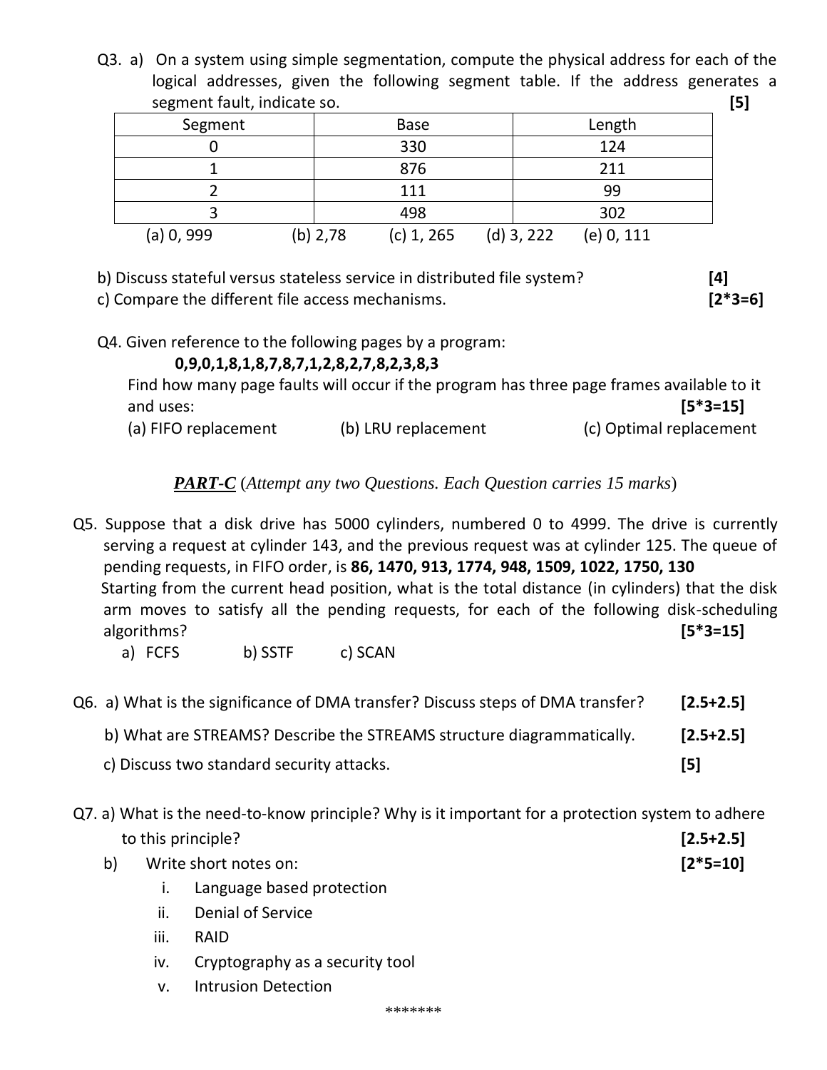Q3. a) On a system using simple segmentation, compute the physical address for each of the logical addresses, given the following segment table. If the address generates a segment fault, indicate so. **[5]**

| Segment | Base | Length |
|---|---|---|
| 0 | 330 | 124 |
| 1 | 876 | 211 |
| 2 | 111 | 99 |
| 3 | 498 | 302 |

(a) 0, 999 (b) 2,78 (c) 1, 265 (d) 3, 222 (e) 0, 111

b) Discuss stateful versus stateless service in distributed file system? **[4]**

c) Compare the different file access mechanisms. **[2*3=6]**

Q4. Given reference to the following pages by a program:

**0,9,0,1,8,1,8,7,8,7,1,2,8,2,7,8,2,3,8,3**

Find how many page faults will occur if the program has three page frames available to it and uses: **[5*3=15]**

(a) FIFO replacement (b) LRU replacement (c) Optimal replacement

## ***PART-C*** (*Attempt any two Questions. Each Question carries 15 marks*)

Q5. Suppose that a disk drive has 5000 cylinders, numbered 0 to 4999. The drive is currently serving a request at cylinder 143, and the previous request was at cylinder 125. The queue of pending requests, in FIFO order, is **86, 1470, 913, 1774, 948, 1509, 1022, 1750, 130**

Starting from the current head position, what is the total distance (in cylinders) that the disk arm moves to satisfy all the pending requests, for each of the following disk-scheduling algorithms? **[5*3=15]**

a) FCFS b) SSTF c) SCAN

Q6. a) What is the significance of DMA transfer? Discuss steps of DMA transfer? **[2.5+2.5]**

b) What are STREAMS? Describe the STREAMS structure diagrammatically. **[2.5+2.5]**

c) Discuss two standard security attacks. **[5]**

Q7. a) What is the need-to-know principle? Why is it important for a protection system to adhere to this principle? **[2.5+2.5]**

b) Write short notes on: **[2*5=10]**

i. Language based protection
ii. Denial of Service
iii. RAID
iv. Cryptography as a security tool
v. Intrusion Detection

*******